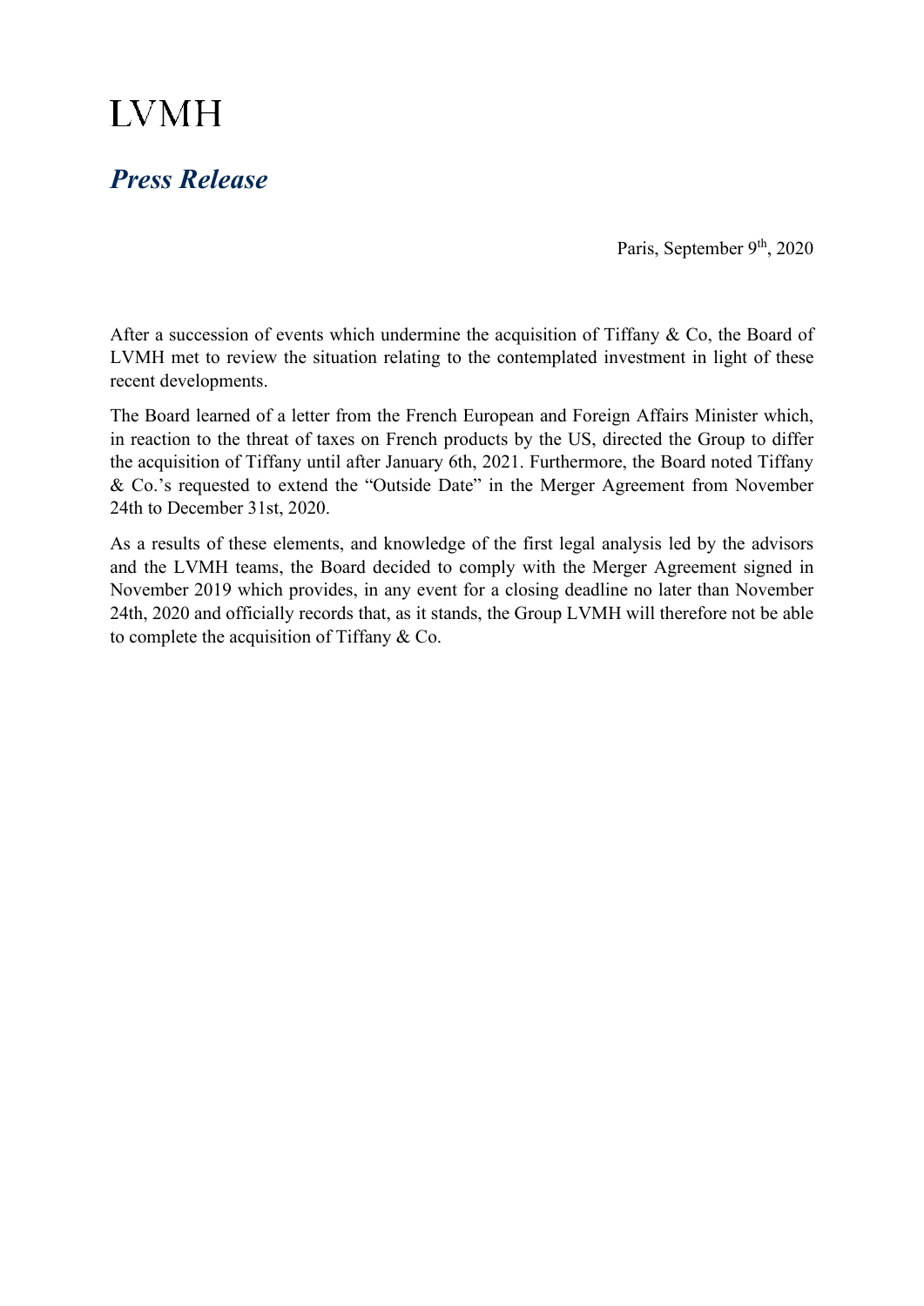# LVMH

## *Press Release*

Paris, September 9th, 2020

After a succession of events which undermine the acquisition of Tiffany & Co, the Board of LVMH met to review the situation relating to the contemplated investment in light of these recent developments.

The Board learned of a letter from the French European and Foreign Affairs Minister which, in reaction to the threat of taxes on French products by the US, directed the Group to differ the acquisition of Tiffany until after January 6th, 2021. Furthermore, the Board noted Tiffany & Co.'s requested to extend the "Outside Date" in the Merger Agreement from November 24th to December 31st, 2020.

As a results of these elements, and knowledge of the first legal analysis led by the advisors and the LVMH teams, the Board decided to comply with the Merger Agreement signed in November 2019 which provides, in any event for a closing deadline no later than November 24th, 2020 and officially records that, as it stands, the Group LVMH will therefore not be able to complete the acquisition of Tiffany & Co.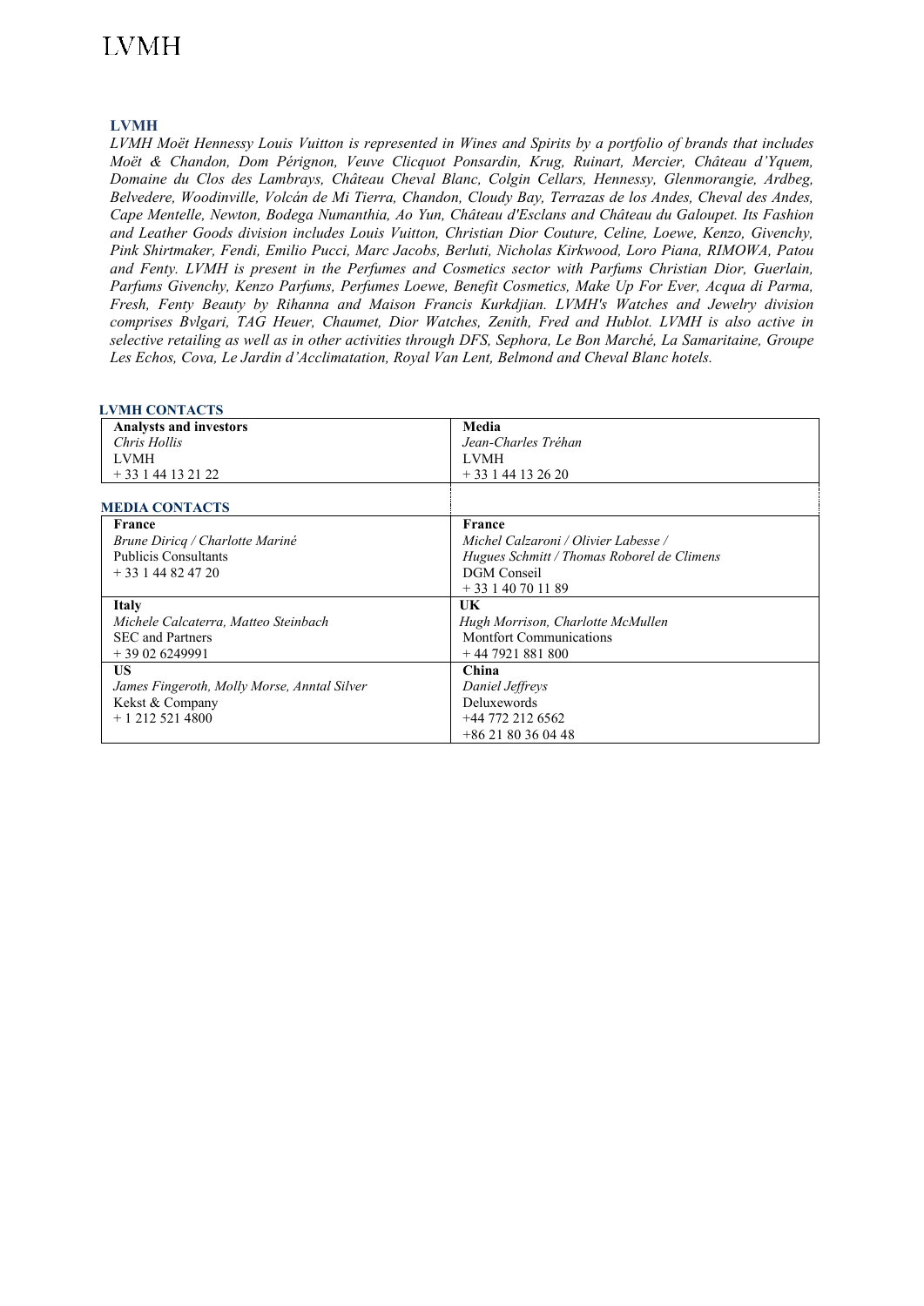## LVMH

*LVMH Moët Hennessy Louis Vuitton is represented in Wines and Spirits by a portfolio of brands that includes Moët & Chandon, Dom Pérignon, Veuve Clicquot Ponsardin, Krug, Ruinart, Mercier, Château d'Yquem, Domaine du Clos des Lambrays, Château Cheval Blanc, Colgin Cellars, Hennessy, Glenmorangie, Ardbeg, Belvedere, Woodinville, Volcán de Mi Tierra, Chandon, Cloudy Bay, Terrazas de los Andes, Cheval des Andes, Cape Mentelle, Newton, Bodega Numanthia, Ao Yun, Château d'Esclans and Château du Galoupet. Its Fashion and Leather Goods division includes Louis Vuitton, Christian Dior Couture, Celine, Loewe, Kenzo, Givenchy, Pink Shirtmaker, Fendi, Emilio Pucci, Marc Jacobs, Berluti, Nicholas Kirkwood, Loro Piana, RIMOWA, Patou and Fenty. LVMH is present in the Perfumes and Cosmetics sector with Parfums Christian Dior, Guerlain, Parfums Givenchy, Kenzo Parfums, Perfumes Loewe, Benefit Cosmetics, Make Up For Ever, Acqua di Parma, Fresh, Fenty Beauty by Rihanna and Maison Francis Kurkdjian. LVMH's Watches and Jewelry division comprises Bvlgari, TAG Heuer, Chaumet, Dior Watches, Zenith, Fred and Hublot. LVMH is also active in selective retailing as well as in other activities through DFS, Sephora, Le Bon Marché, La Samaritaine, Groupe Les Echos, Cova, Le Jardin d'Acclimatation, Royal Van Lent, Belmond and Cheval Blanc hotels.*

### LVMH CONTACTS

| | |
|---|---|
| **Analysts and investors**<br>*Chris Hollis*<br>LVMH<br>+ 33 1 44 13 21 22 | **Media**<br>*Jean-Charles Tréhan*<br>LVMH<br>+ 33 1 44 13 26 20 |

### MEDIA CONTACTS

| | |
|---|---|
| **France**<br>*Brune Diricq / Charlotte Mariné*<br>Publicis Consultants<br>+ 33 1 44 82 47 20 | **France**<br>*Michel Calzaroni / Olivier Labesse /*<br>*Hugues Schmitt / Thomas Roborel de Climens*<br>DGM Conseil<br>+ 33 1 40 70 11 89 |
| **Italy**<br>*Michele Calcaterra, Matteo Steinbach*<br>SEC and Partners<br>+ 39 02 6249991 | **UK**<br>*Hugh Morrison, Charlotte McMullen*<br>Montfort Communications<br>+ 44 7921 881 800 |
| **US**<br>*James Fingeroth, Molly Morse, Anntal Silver*<br>Kekst & Company<br>+ 1 212 521 4800 | **China**<br>*Daniel Jeffreys*<br>Deluxewords<br>+44 772 212 6562<br>+86 21 80 36 04 48 |